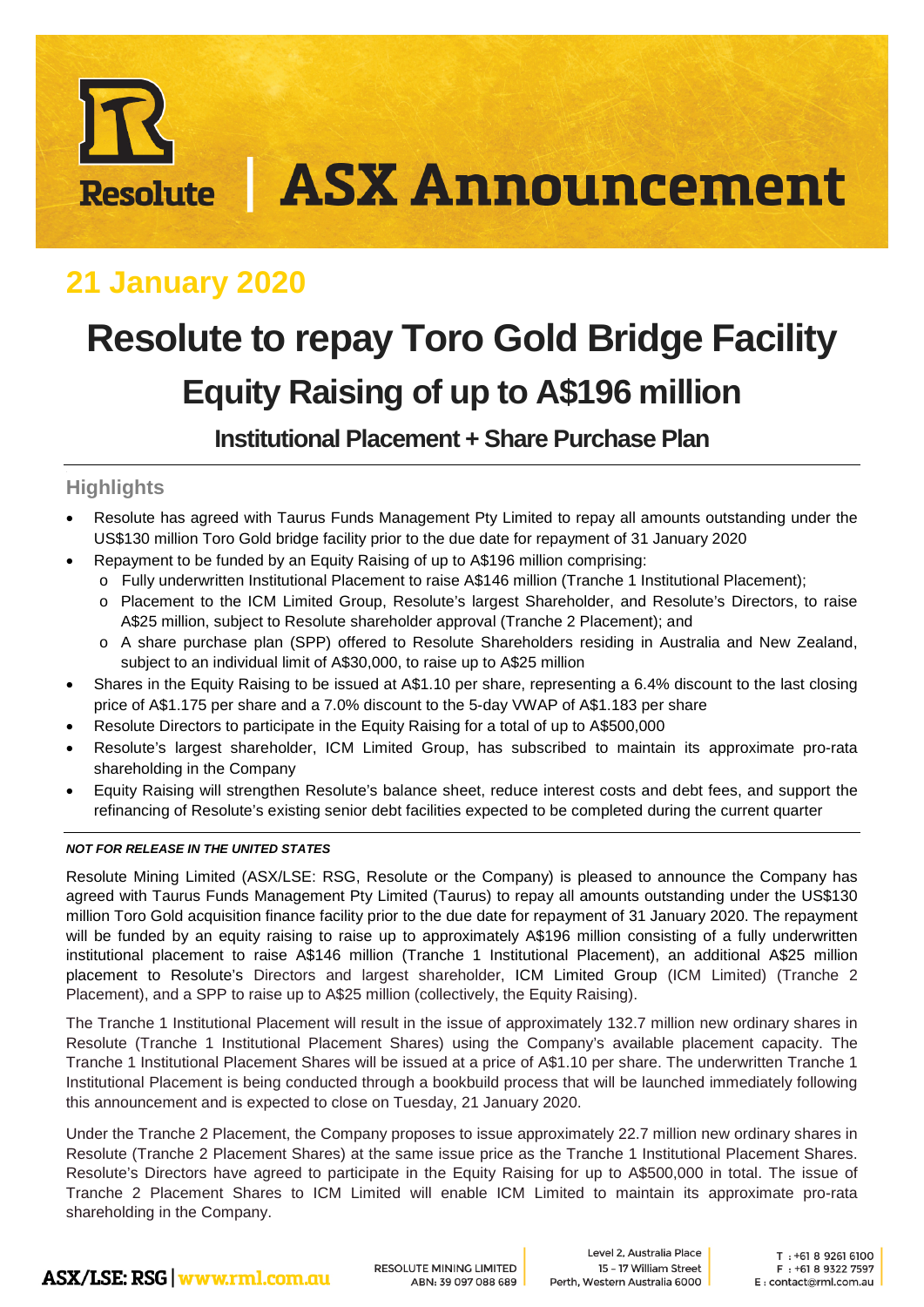# ASX Announcement

## 21 January 2020

# Resolute to repay Toro Gold Bridge Facility

## Equity Raising of up to A$196 million

### Institutional Placement + Share Purchase Plan

### Highlights

- Resolute has agreed with Taurus Funds Management Pty Limited to repay all amounts outstanding under the US$130 million Toro Gold bridge facility prior to the due date for repayment of 31 January 2020
- Repayment to be funded by an Equity Raising of up to A$196 million comprising:
  - Fully underwritten Institutional Placement to raise A$146 million (Tranche 1 Institutional Placement);
  - Placement to the ICM Limited Group, Resolute's largest Shareholder, and Resolute's Directors, to raise A$25 million, subject to Resolute shareholder approval (Tranche 2 Placement); and
  - A share purchase plan (SPP) offered to Resolute Shareholders residing in Australia and New Zealand, subject to an individual limit of A$30,000, to raise up to A$25 million
- Shares in the Equity Raising to be issued at A$1.10 per share, representing a 6.4% discount to the last closing price of A$1.175 per share and a 7.0% discount to the 5-day VWAP of A$1.183 per share
- Resolute Directors to participate in the Equity Raising for a total of up to A$500,000
- Resolute's largest shareholder, ICM Limited Group, has subscribed to maintain its approximate pro-rata shareholding in the Company
- Equity Raising will strengthen Resolute's balance sheet, reduce interest costs and debt fees, and support the refinancing of Resolute's existing senior debt facilities expected to be completed during the current quarter

***NOT FOR RELEASE IN THE UNITED STATES***

Resolute Mining Limited (ASX/LSE: RSG, Resolute or the Company) is pleased to announce the Company has agreed with Taurus Funds Management Pty Limited (Taurus) to repay all amounts outstanding under the US$130 million Toro Gold acquisition finance facility prior to the due date for repayment of 31 January 2020. The repayment will be funded by an equity raising to raise up to approximately A$196 million consisting of a fully underwritten institutional placement to raise A$146 million (Tranche 1 Institutional Placement), an additional A$25 million placement to Resolute's Directors and largest shareholder, ICM Limited Group (ICM Limited) (Tranche 2 Placement), and a SPP to raise up to A$25 million (collectively, the Equity Raising).

The Tranche 1 Institutional Placement will result in the issue of approximately 132.7 million new ordinary shares in Resolute (Tranche 1 Institutional Placement Shares) using the Company's available placement capacity. The Tranche 1 Institutional Placement Shares will be issued at a price of A$1.10 per share. The underwritten Tranche 1 Institutional Placement is being conducted through a bookbuild process that will be launched immediately following this announcement and is expected to close on Tuesday, 21 January 2020.

Under the Tranche 2 Placement, the Company proposes to issue approximately 22.7 million new ordinary shares in Resolute (Tranche 2 Placement Shares) at the same issue price as the Tranche 1 Institutional Placement Shares. Resolute's Directors have agreed to participate in the Equity Raising for up to A$500,000 in total. The issue of Tranche 2 Placement Shares to ICM Limited will enable ICM Limited to maintain its approximate pro-rata shareholding in the Company.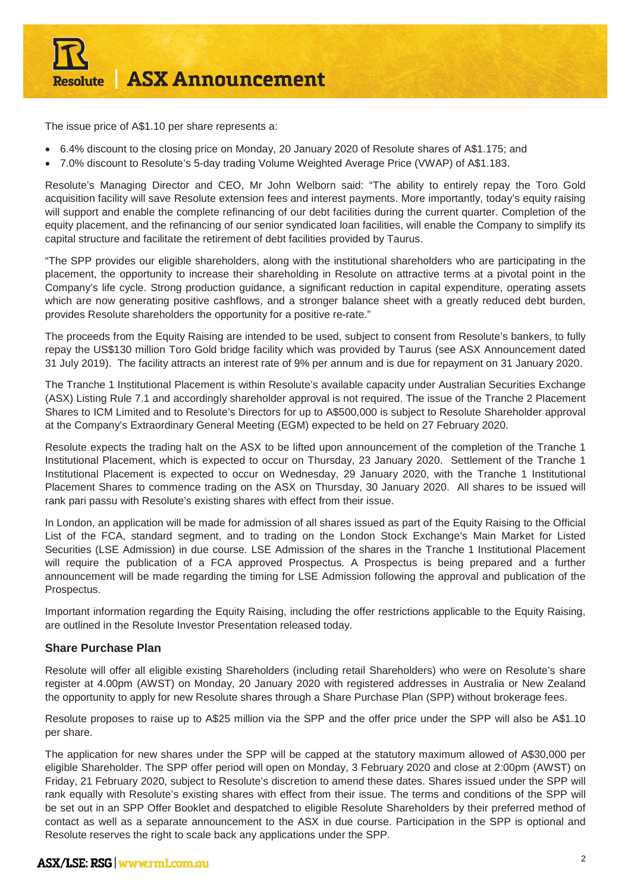The issue price of A$1.10 per share represents a:

- 6.4% discount to the closing price on Monday, 20 January 2020 of Resolute shares of A$1.175; and
- 7.0% discount to Resolute's 5-day trading Volume Weighted Average Price (VWAP) of A$1.183.

Resolute's Managing Director and CEO, Mr John Welborn said: "The ability to entirely repay the Toro Gold acquisition facility will save Resolute extension fees and interest payments. More importantly, today's equity raising will support and enable the complete refinancing of our debt facilities during the current quarter. Completion of the equity placement, and the refinancing of our senior syndicated loan facilities, will enable the Company to simplify its capital structure and facilitate the retirement of debt facilities provided by Taurus.

"The SPP provides our eligible shareholders, along with the institutional shareholders who are participating in the placement, the opportunity to increase their shareholding in Resolute on attractive terms at a pivotal point in the Company's life cycle. Strong production guidance, a significant reduction in capital expenditure, operating assets which are now generating positive cashflows, and a stronger balance sheet with a greatly reduced debt burden, provides Resolute shareholders the opportunity for a positive re-rate."

The proceeds from the Equity Raising are intended to be used, subject to consent from Resolute's bankers, to fully repay the US$130 million Toro Gold bridge facility which was provided by Taurus (see ASX Announcement dated 31 July 2019). The facility attracts an interest rate of 9% per annum and is due for repayment on 31 January 2020.

The Tranche 1 Institutional Placement is within Resolute's available capacity under Australian Securities Exchange (ASX) Listing Rule 7.1 and accordingly shareholder approval is not required. The issue of the Tranche 2 Placement Shares to ICM Limited and to Resolute's Directors for up to A$500,000 is subject to Resolute Shareholder approval at the Company's Extraordinary General Meeting (EGM) expected to be held on 27 February 2020.

Resolute expects the trading halt on the ASX to be lifted upon announcement of the completion of the Tranche 1 Institutional Placement, which is expected to occur on Thursday, 23 January 2020. Settlement of the Tranche 1 Institutional Placement is expected to occur on Wednesday, 29 January 2020, with the Tranche 1 Institutional Placement Shares to commence trading on the ASX on Thursday, 30 January 2020. All shares to be issued will rank pari passu with Resolute's existing shares with effect from their issue.

In London, an application will be made for admission of all shares issued as part of the Equity Raising to the Official List of the FCA, standard segment, and to trading on the London Stock Exchange's Main Market for Listed Securities (LSE Admission) in due course. LSE Admission of the shares in the Tranche 1 Institutional Placement will require the publication of a FCA approved Prospectus. A Prospectus is being prepared and a further announcement will be made regarding the timing for LSE Admission following the approval and publication of the Prospectus.

Important information regarding the Equity Raising, including the offer restrictions applicable to the Equity Raising, are outlined in the Resolute Investor Presentation released today.

## Share Purchase Plan

Resolute will offer all eligible existing Shareholders (including retail Shareholders) who were on Resolute's share register at 4.00pm (AWST) on Monday, 20 January 2020 with registered addresses in Australia or New Zealand the opportunity to apply for new Resolute shares through a Share Purchase Plan (SPP) without brokerage fees.

Resolute proposes to raise up to A$25 million via the SPP and the offer price under the SPP will also be A$1.10 per share.

The application for new shares under the SPP will be capped at the statutory maximum allowed of A$30,000 per eligible Shareholder. The SPP offer period will open on Monday, 3 February 2020 and close at 2:00pm (AWST) on Friday, 21 February 2020, subject to Resolute's discretion to amend these dates. Shares issued under the SPP will rank equally with Resolute's existing shares with effect from their issue. The terms and conditions of the SPP will be set out in an SPP Offer Booklet and despatched to eligible Resolute Shareholders by their preferred method of contact as well as a separate announcement to the ASX in due course. Participation in the SPP is optional and Resolute reserves the right to scale back any applications under the SPP.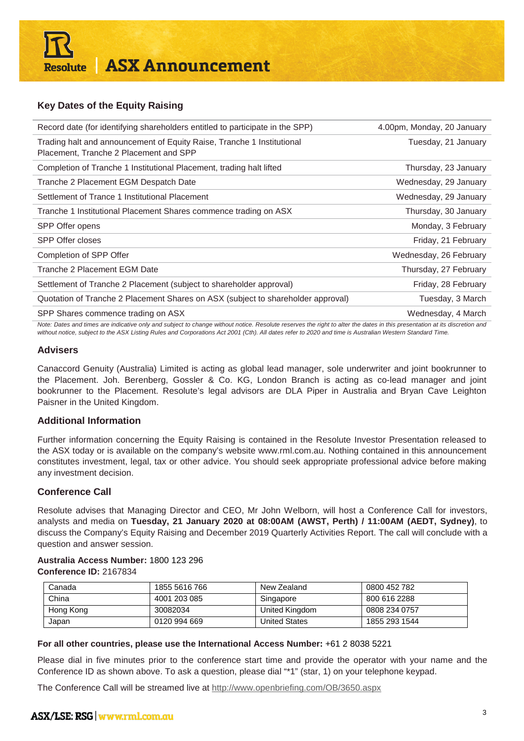## Key Dates of the Equity Raising

| | |
|---|---|
| Record date (for identifying shareholders entitled to participate in the SPP) | 4.00pm, Monday, 20 January |
| Trading halt and announcement of Equity Raise, Tranche 1 Institutional Placement, Tranche 2 Placement and SPP | Tuesday, 21 January |
| Completion of Tranche 1 Institutional Placement, trading halt lifted | Thursday, 23 January |
| Tranche 2 Placement EGM Despatch Date | Wednesday, 29 January |
| Settlement of Trance 1 Institutional Placement | Wednesday, 29 January |
| Tranche 1 Institutional Placement Shares commence trading on ASX | Thursday, 30 January |
| SPP Offer opens | Monday, 3 February |
| SPP Offer closes | Friday, 21 February |
| Completion of SPP Offer | Wednesday, 26 February |
| Tranche 2 Placement EGM Date | Thursday, 27 February |
| Settlement of Tranche 2 Placement (subject to shareholder approval) | Friday, 28 February |
| Quotation of Tranche 2 Placement Shares on ASX (subject to shareholder approval) | Tuesday, 3 March |
| SPP Shares commence trading on ASX | Wednesday, 4 March |

*Note: Dates and times are indicative only and subject to change without notice. Resolute reserves the right to alter the dates in this presentation at its discretion and without notice, subject to the ASX Listing Rules and Corporations Act 2001 (Cth). All dates refer to 2020 and time is Australian Western Standard Time.*

### Advisers

Canaccord Genuity (Australia) Limited is acting as global lead manager, sole underwriter and joint bookrunner to the Placement. Joh. Berenberg, Gossler & Co. KG, London Branch is acting as co-lead manager and joint bookrunner to the Placement. Resolute's legal advisors are DLA Piper in Australia and Bryan Cave Leighton Paisner in the United Kingdom.

### Additional Information

Further information concerning the Equity Raising is contained in the Resolute Investor Presentation released to the ASX today or is available on the company's website www.rml.com.au. Nothing contained in this announcement constitutes investment, legal, tax or other advice. You should seek appropriate professional advice before making any investment decision.

### Conference Call

Resolute advises that Managing Director and CEO, Mr John Welborn, will host a Conference Call for investors, analysts and media on **Tuesday, 21 January 2020 at 08:00AM (AWST, Perth) / 11:00AM (AEDT, Sydney)**, to discuss the Company's Equity Raising and December 2019 Quarterly Activities Report. The call will conclude with a question and answer session.

**Australia Access Number:** 1800 123 296
**Conference ID:** 2167834

| | | | |
|---|---|---|---|
| Canada | 1855 5616 766 | New Zealand | 0800 452 782 |
| China | 4001 203 085 | Singapore | 800 616 2288 |
| Hong Kong | 30082034 | United Kingdom | 0808 234 0757 |
| Japan | 0120 994 669 | United States | 1855 293 1544 |

**For all other countries, please use the International Access Number:** +61 2 8038 5221

Please dial in five minutes prior to the conference start time and provide the operator with your name and the Conference ID as shown above. To ask a question, please dial "*1" (star, 1) on your telephone keypad.

The Conference Call will be streamed live at http://www.openbriefing.com/OB/3650.aspx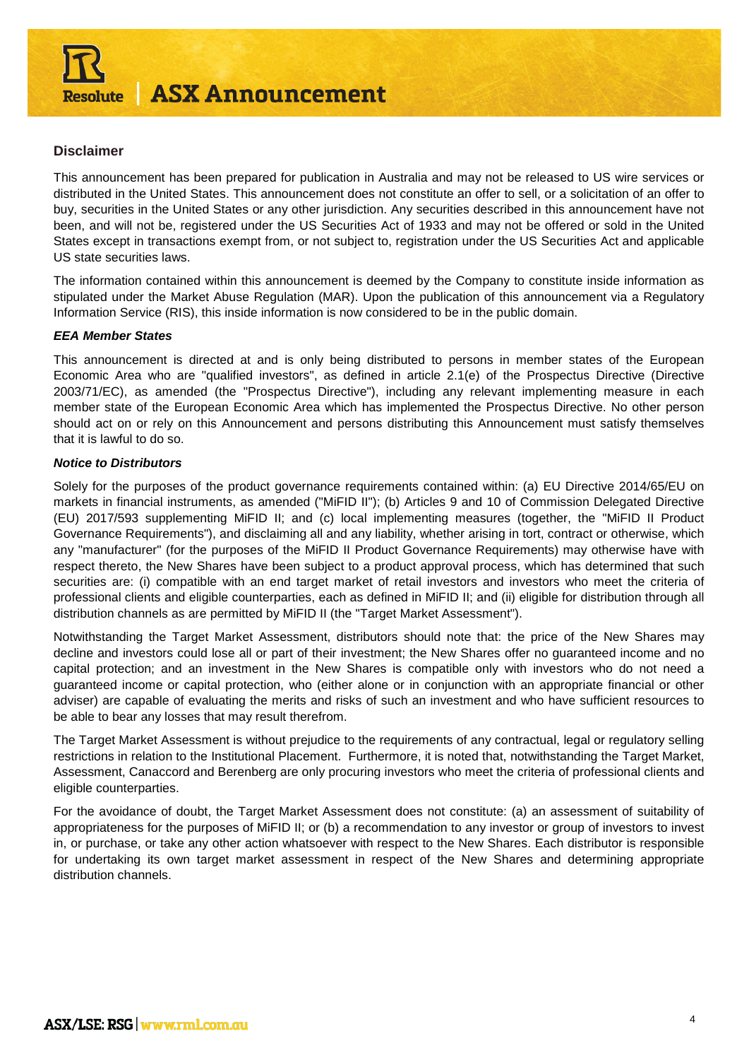## Disclaimer

This announcement has been prepared for publication in Australia and may not be released to US wire services or distributed in the United States. This announcement does not constitute an offer to sell, or a solicitation of an offer to buy, securities in the United States or any other jurisdiction. Any securities described in this announcement have not been, and will not be, registered under the US Securities Act of 1933 and may not be offered or sold in the United States except in transactions exempt from, or not subject to, registration under the US Securities Act and applicable US state securities laws.

The information contained within this announcement is deemed by the Company to constitute inside information as stipulated under the Market Abuse Regulation (MAR). Upon the publication of this announcement via a Regulatory Information Service (RIS), this inside information is now considered to be in the public domain.

***EEA Member States***

This announcement is directed at and is only being distributed to persons in member states of the European Economic Area who are "qualified investors", as defined in article 2.1(e) of the Prospectus Directive (Directive 2003/71/EC), as amended (the "Prospectus Directive"), including any relevant implementing measure in each member state of the European Economic Area which has implemented the Prospectus Directive. No other person should act on or rely on this Announcement and persons distributing this Announcement must satisfy themselves that it is lawful to do so.

***Notice to Distributors***

Solely for the purposes of the product governance requirements contained within: (a) EU Directive 2014/65/EU on markets in financial instruments, as amended ("MiFID II"); (b) Articles 9 and 10 of Commission Delegated Directive (EU) 2017/593 supplementing MiFID II; and (c) local implementing measures (together, the "MiFID II Product Governance Requirements"), and disclaiming all and any liability, whether arising in tort, contract or otherwise, which any "manufacturer" (for the purposes of the MiFID II Product Governance Requirements) may otherwise have with respect thereto, the New Shares have been subject to a product approval process, which has determined that such securities are: (i) compatible with an end target market of retail investors and investors who meet the criteria of professional clients and eligible counterparties, each as defined in MiFID II; and (ii) eligible for distribution through all distribution channels as are permitted by MiFID II (the "Target Market Assessment").

Notwithstanding the Target Market Assessment, distributors should note that: the price of the New Shares may decline and investors could lose all or part of their investment; the New Shares offer no guaranteed income and no capital protection; and an investment in the New Shares is compatible only with investors who do not need a guaranteed income or capital protection, who (either alone or in conjunction with an appropriate financial or other adviser) are capable of evaluating the merits and risks of such an investment and who have sufficient resources to be able to bear any losses that may result therefrom.

The Target Market Assessment is without prejudice to the requirements of any contractual, legal or regulatory selling restrictions in relation to the Institutional Placement. Furthermore, it is noted that, notwithstanding the Target Market, Assessment, Canaccord and Berenberg are only procuring investors who meet the criteria of professional clients and eligible counterparties.

For the avoidance of doubt, the Target Market Assessment does not constitute: (a) an assessment of suitability of appropriateness for the purposes of MiFID II; or (b) a recommendation to any investor or group of investors to invest in, or purchase, or take any other action whatsoever with respect to the New Shares. Each distributor is responsible for undertaking its own target market assessment in respect of the New Shares and determining appropriate distribution channels.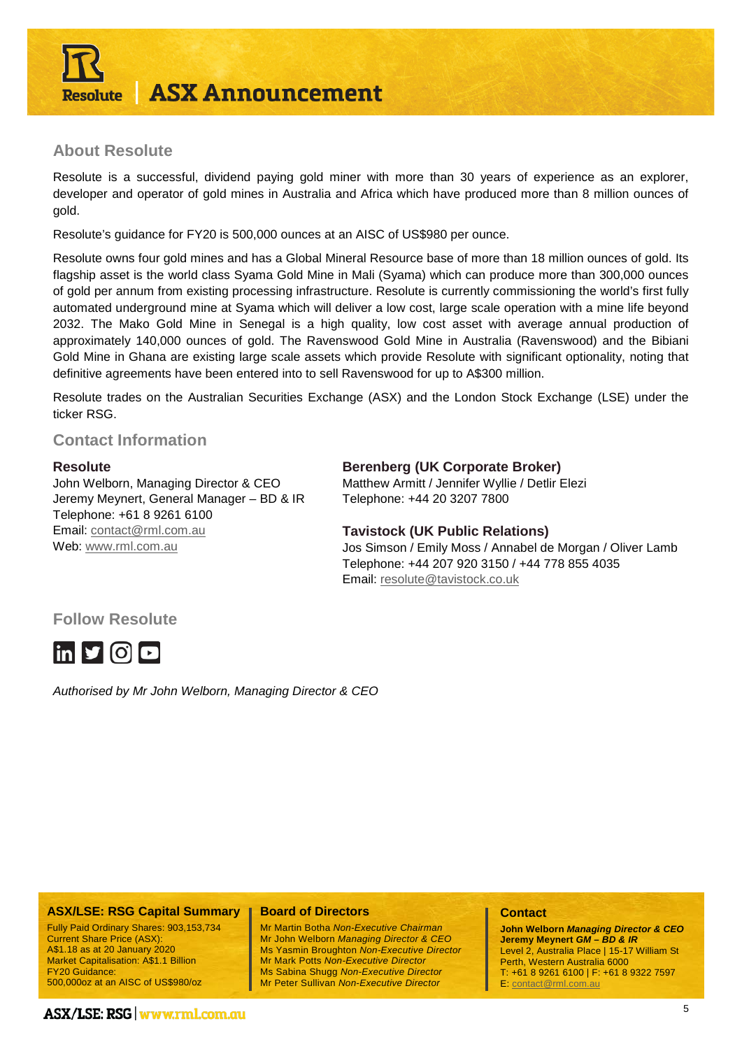## About Resolute

Resolute is a successful, dividend paying gold miner with more than 30 years of experience as an explorer, developer and operator of gold mines in Australia and Africa which have produced more than 8 million ounces of gold.

Resolute's guidance for FY20 is 500,000 ounces at an AISC of US$980 per ounce.

Resolute owns four gold mines and has a Global Mineral Resource base of more than 18 million ounces of gold. Its flagship asset is the world class Syama Gold Mine in Mali (Syama) which can produce more than 300,000 ounces of gold per annum from existing processing infrastructure. Resolute is currently commissioning the world's first fully automated underground mine at Syama which will deliver a low cost, large scale operation with a mine life beyond 2032. The Mako Gold Mine in Senegal is a high quality, low cost asset with average annual production of approximately 140,000 ounces of gold. The Ravenswood Gold Mine in Australia (Ravenswood) and the Bibiani Gold Mine in Ghana are existing large scale assets which provide Resolute with significant optionality, noting that definitive agreements have been entered into to sell Ravenswood for up to A$300 million.

Resolute trades on the Australian Securities Exchange (ASX) and the London Stock Exchange (LSE) under the ticker RSG.

## Contact Information

**Resolute**
John Welborn, Managing Director & CEO
Jeremy Meynert, General Manager – BD & IR
Telephone: +61 8 9261 6100
Email: contact@rml.com.au
Web: www.rml.com.au

**Berenberg (UK Corporate Broker)**
Matthew Armitt / Jennifer Wyllie / Detlir Elezi
Telephone: +44 20 3207 7800

**Tavistock (UK Public Relations)**
Jos Simson / Emily Moss / Annabel de Morgan / Oliver Lamb
Telephone: +44 207 920 3150 / +44 778 855 4035
Email: resolute@tavistock.co.uk

## Follow Resolute

*Authorised by Mr John Welborn, Managing Director & CEO*

**ASX/LSE: RSG Capital Summary**
Fully Paid Ordinary Shares: 903,153,734
Current Share Price (ASX):
A$1.18 as at 20 January 2020
Market Capitalisation: A$1.1 Billion
FY20 Guidance:
500,000oz at an AISC of US$980/oz

**Board of Directors**
Mr Martin Botha *Non-Executive Chairman*
Mr John Welborn *Managing Director & CEO*
Ms Yasmin Broughton *Non-Executive Director*
Mr Mark Potts *Non-Executive Director*
Ms Sabina Shugg *Non-Executive Director*
Mr Peter Sullivan *Non-Executive Director*

**Contact**
**John Welborn *Managing Director & CEO***
**Jeremy Meynert *GM – BD & IR***
Level 2, Australia Place | 15-17 William St
Perth, Western Australia 6000
T: +61 8 9261 6100 | F: +61 8 9322 7597
E: contact@rml.com.au